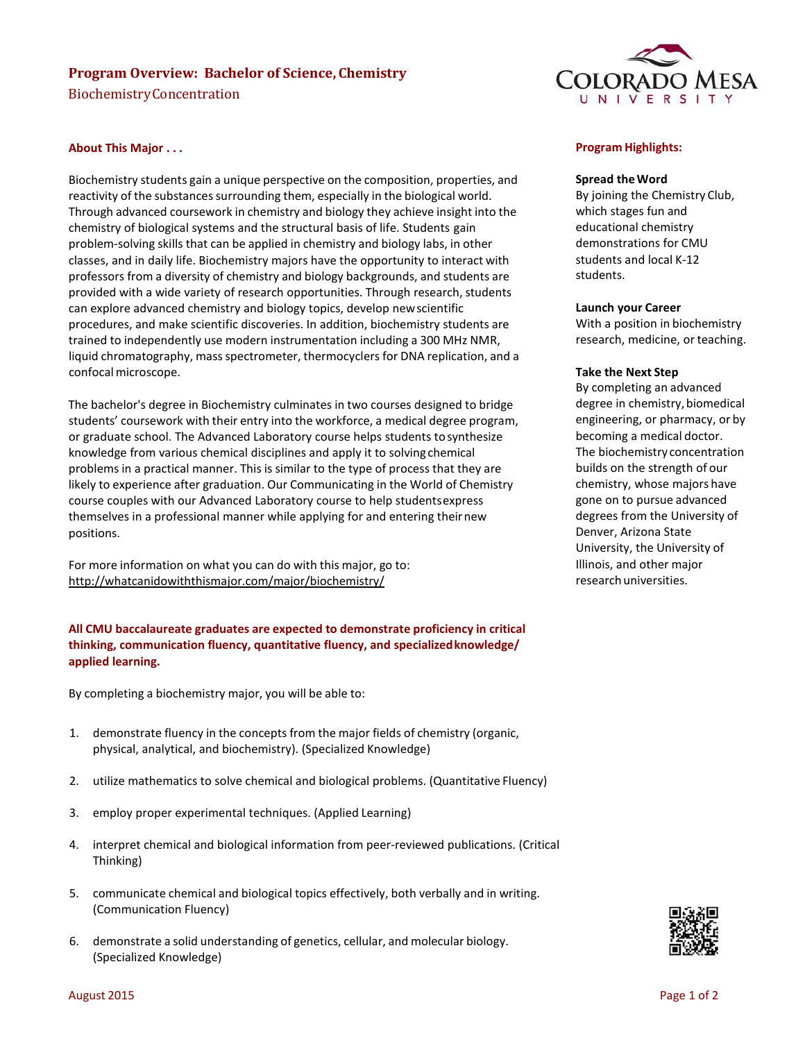# Program Overview: Bachelor of Science, Chemistry

## Biochemistry Concentration

### About This Major . . .

Biochemistry students gain a unique perspective on the composition, properties, and reactivity of the substances surrounding them, especially in the biological world. Through advanced coursework in chemistry and biology they achieve insight into the chemistry of biological systems and the structural basis of life. Students gain problem-solving skills that can be applied in chemistry and biology labs, in other classes, and in daily life. Biochemistry majors have the opportunity to interact with professors from a diversity of chemistry and biology backgrounds, and students are provided with a wide variety of research opportunities. Through research, students can explore advanced chemistry and biology topics, develop new scientific procedures, and make scientific discoveries. In addition, biochemistry students are trained to independently use modern instrumentation including a 300 MHz NMR, liquid chromatography, mass spectrometer, thermocyclers for DNA replication, and a confocal microscope.

The bachelor's degree in Biochemistry culminates in two courses designed to bridge students' coursework with their entry into the workforce, a medical degree program, or graduate school. The Advanced Laboratory course helps students to synthesize knowledge from various chemical disciplines and apply it to solving chemical problems in a practical manner. This is similar to the type of process that they are likely to experience after graduation. Our Communicating in the World of Chemistry course couples with our Advanced Laboratory course to help students express themselves in a professional manner while applying for and entering their new positions.

For more information on what you can do with this major, go to: http://whatcanidowiththismajor.com/major/biochemistry/

**All CMU baccalaureate graduates are expected to demonstrate proficiency in critical thinking, communication fluency, quantitative fluency, and specialized knowledge/ applied learning.**

By completing a biochemistry major, you will be able to:

1. demonstrate fluency in the concepts from the major fields of chemistry (organic, physical, analytical, and biochemistry). (Specialized Knowledge)
2. utilize mathematics to solve chemical and biological problems. (Quantitative Fluency)
3. employ proper experimental techniques. (Applied Learning)
4. interpret chemical and biological information from peer-reviewed publications. (Critical Thinking)
5. communicate chemical and biological topics effectively, both verbally and in writing. (Communication Fluency)
6. demonstrate a solid understanding of genetics, cellular, and molecular biology. (Specialized Knowledge)

### Program Highlights:

**Spread the Word**
By joining the Chemistry Club, which stages fun and educational chemistry demonstrations for CMU students and local K-12 students.

**Launch your Career**
With a position in biochemistry research, medicine, or teaching.

**Take the Next Step**
By completing an advanced degree in chemistry, biomedical engineering, or pharmacy, or by becoming a medical doctor. The biochemistry concentration builds on the strength of our chemistry, whose majors have gone on to pursue advanced degrees from the University of Denver, Arizona State University, the University of Illinois, and other major research universities.

August 2015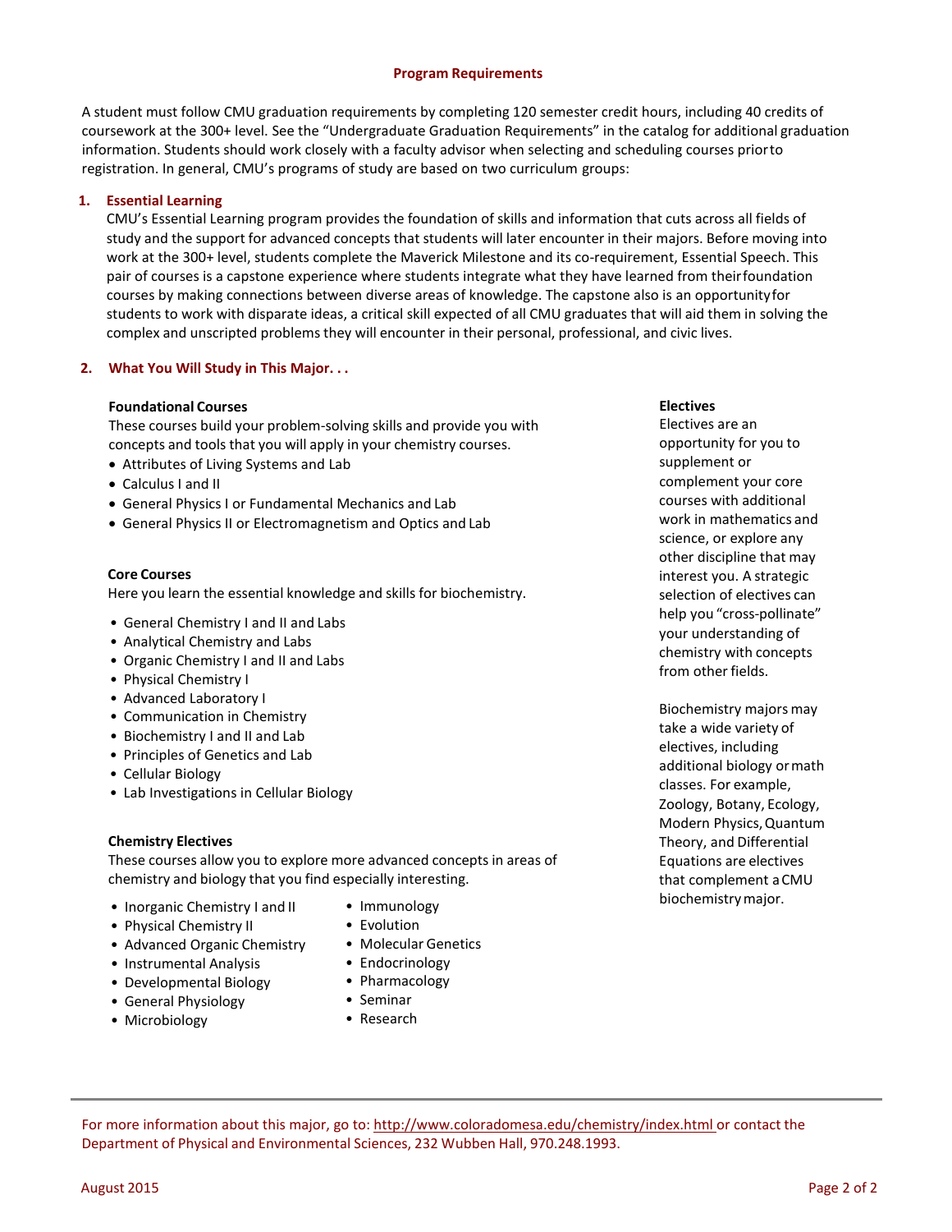## Program Requirements

A student must follow CMU graduation requirements by completing 120 semester credit hours, including 40 credits of coursework at the 300+ level. See the "Undergraduate Graduation Requirements" in the catalog for additional graduation information. Students should work closely with a faculty advisor when selecting and scheduling courses prior to registration. In general, CMU's programs of study are based on two curriculum groups:

### 1. Essential Learning

CMU's Essential Learning program provides the foundation of skills and information that cuts across all fields of study and the support for advanced concepts that students will later encounter in their majors. Before moving into work at the 300+ level, students complete the Maverick Milestone and its co-requirement, Essential Speech. This pair of courses is a capstone experience where students integrate what they have learned from their foundation courses by making connections between diverse areas of knowledge. The capstone also is an opportunity for students to work with disparate ideas, a critical skill expected of all CMU graduates that will aid them in solving the complex and unscripted problems they will encounter in their personal, professional, and civic lives.

### 2. What You Will Study in This Major. . .

**Foundational Courses**

These courses build your problem-solving skills and provide you with concepts and tools that you will apply in your chemistry courses.

- Attributes of Living Systems and Lab
- Calculus I and II
- General Physics I or Fundamental Mechanics and Lab
- General Physics II or Electromagnetism and Optics and Lab

**Core Courses**

Here you learn the essential knowledge and skills for biochemistry.

- General Chemistry I and II and Labs
- Analytical Chemistry and Labs
- Organic Chemistry I and II and Labs
- Physical Chemistry I
- Advanced Laboratory I
- Communication in Chemistry
- Biochemistry I and II and Lab
- Principles of Genetics and Lab
- Cellular Biology
- Lab Investigations in Cellular Biology

**Chemistry Electives**

These courses allow you to explore more advanced concepts in areas of chemistry and biology that you find especially interesting.

- Inorganic Chemistry I and II
- Physical Chemistry II
- Advanced Organic Chemistry
- Instrumental Analysis
- Developmental Biology
- General Physiology
- Microbiology
- Immunology
- Evolution
- Molecular Genetics
- Endocrinology
- Pharmacology
- Seminar
- Research

**Electives**

Electives are an opportunity for you to supplement or complement your core courses with additional work in mathematics and science, or explore any other discipline that may interest you. A strategic selection of electives can help you "cross-pollinate" your understanding of chemistry with concepts from other fields.

Biochemistry majors may take a wide variety of electives, including additional biology or math classes. For example, Zoology, Botany, Ecology, Modern Physics, Quantum Theory, and Differential Equations are electives that complement a CMU biochemistry major.

---

For more information about this major, go to: http://www.coloradomesa.edu/chemistry/index.html or contact the Department of Physical and Environmental Sciences, 232 Wubben Hall, 970.248.1993.

August 2015